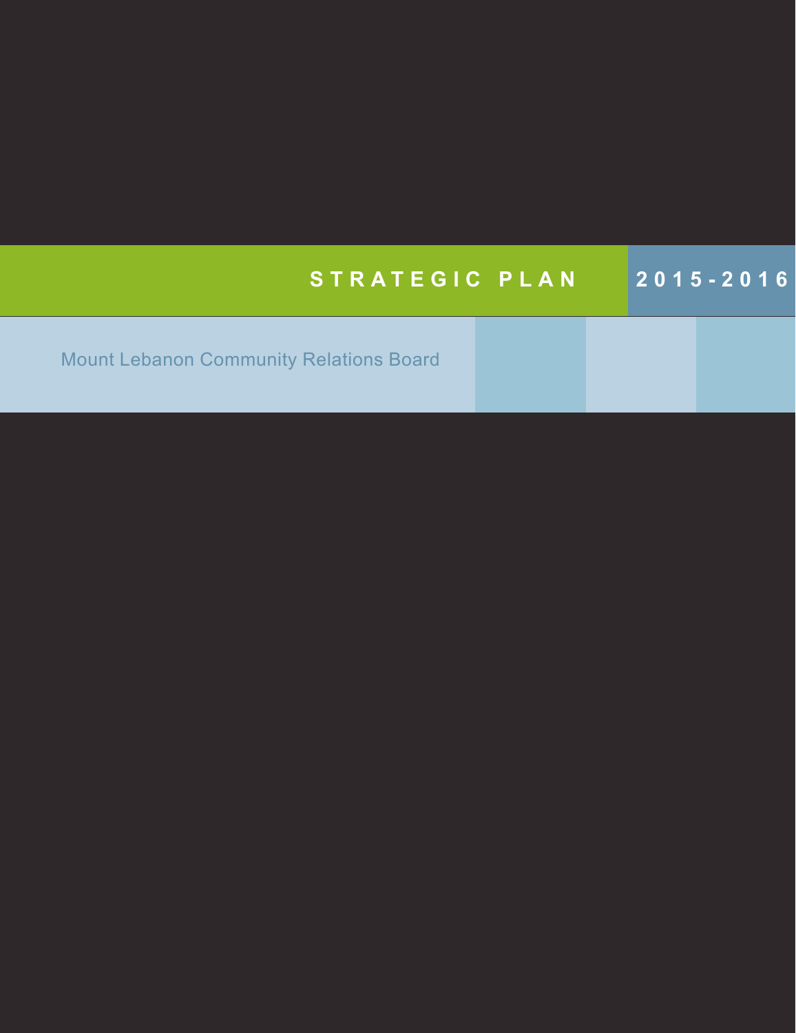# STRATEGIC PLAN 2015-2016

Mount Lebanon Community Relations Board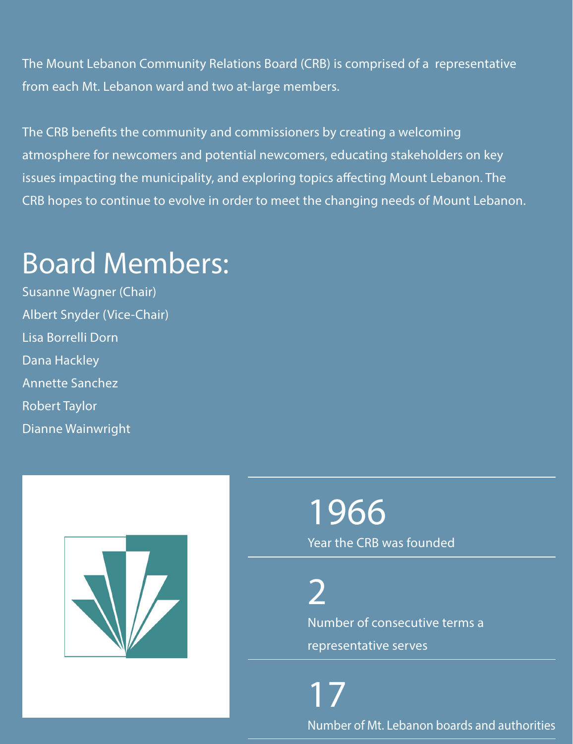The Mount Lebanon Community Relations Board (CRB) is comprised of a representative from each Mt. Lebanon ward and two at-large members.

The CRB benefits the community and commissioners by creating a welcoming atmosphere for newcomers and potential newcomers, educating stakeholders on key issues impacting the municipality, and exploring topics affecting Mount Lebanon. The CRB hopes to continue to evolve in order to meet the changing needs of Mount Lebanon.

# Board Members:

Susanne Wagner (Chair)
Albert Snyder (Vice-Chair)
Lisa Borrelli Dorn
Dana Hackley
Annette Sanchez
Robert Taylor
Dianne Wainwright

## 1966

Year the CRB was founded

## 2

Number of consecutive terms a representative serves

## 17

Number of Mt. Lebanon boards and authorities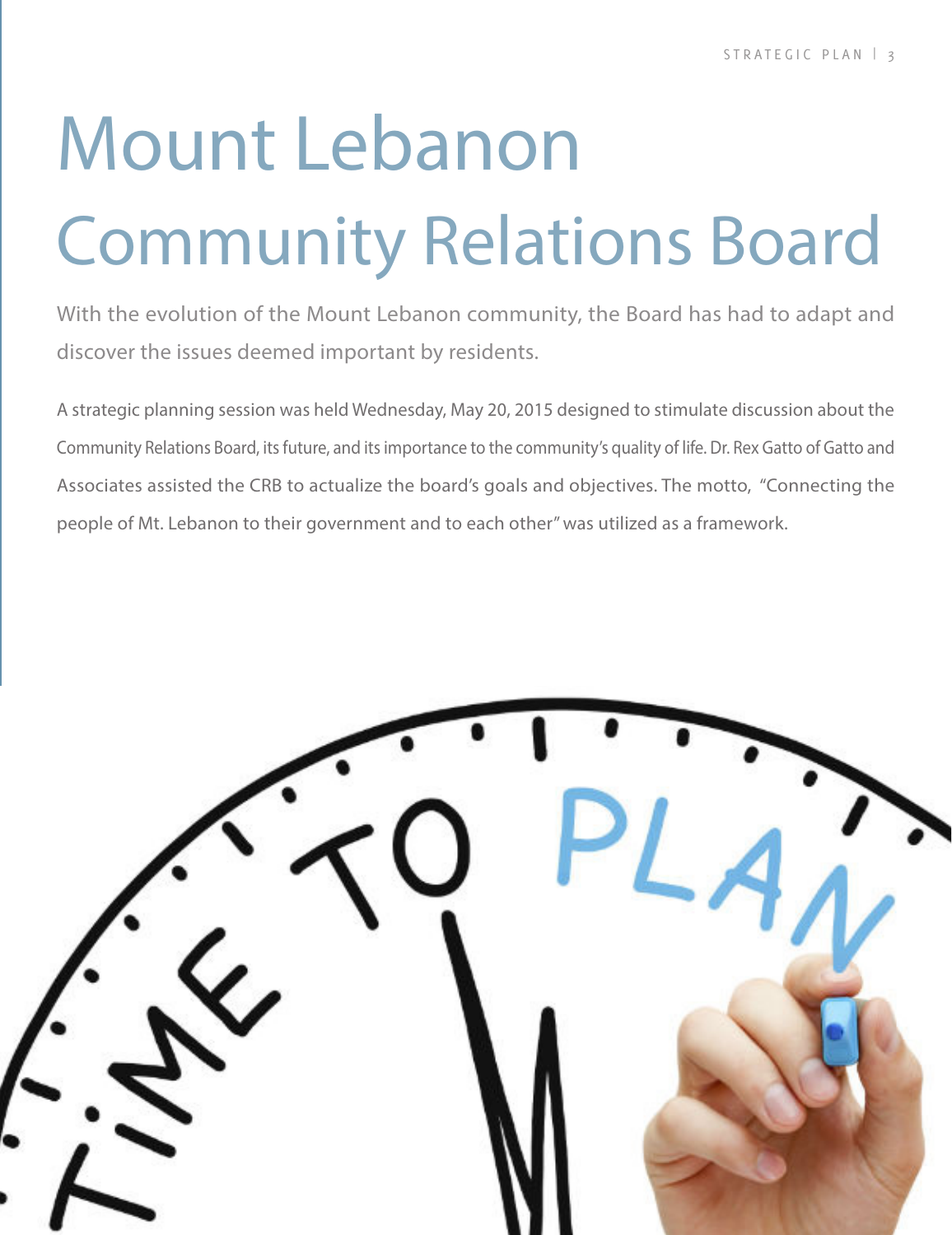# Mount Lebanon Community Relations Board

With the evolution of the Mount Lebanon community, the Board has had to adapt and discover the issues deemed important by residents.

A strategic planning session was held Wednesday, May 20, 2015 designed to stimulate discussion about the Community Relations Board, its future, and its importance to the community's quality of life. Dr. Rex Gatto of Gatto and Associates assisted the CRB to actualize the board's goals and objectives. The motto, "Connecting the people of Mt. Lebanon to their government and to each other" was utilized as a framework.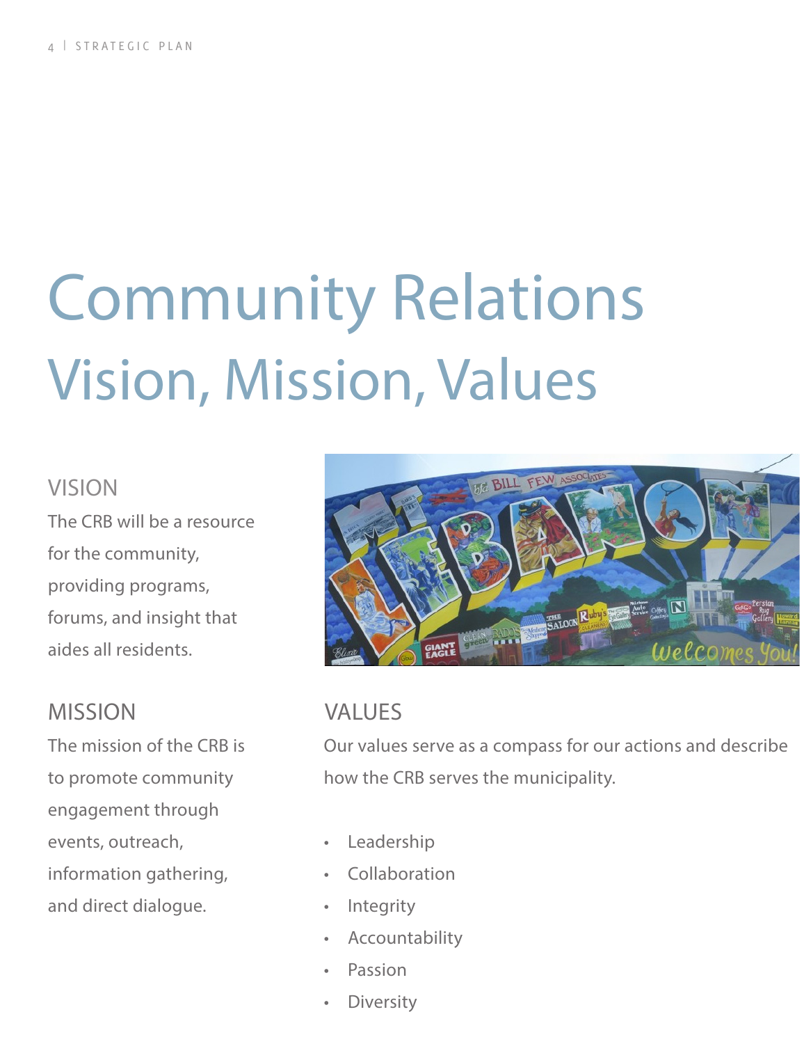# Community Relations Vision, Mission, Values

## VISION

The CRB will be a resource for the community, providing programs, forums, and insight that aides all residents.

## MISSION

The mission of the CRB is to promote community engagement through events, outreach, information gathering, and direct dialogue.

## VALUES

Our values serve as a compass for our actions and describe how the CRB serves the municipality.

- Leadership
- Collaboration
- Integrity
- Accountability
- Passion
- Diversity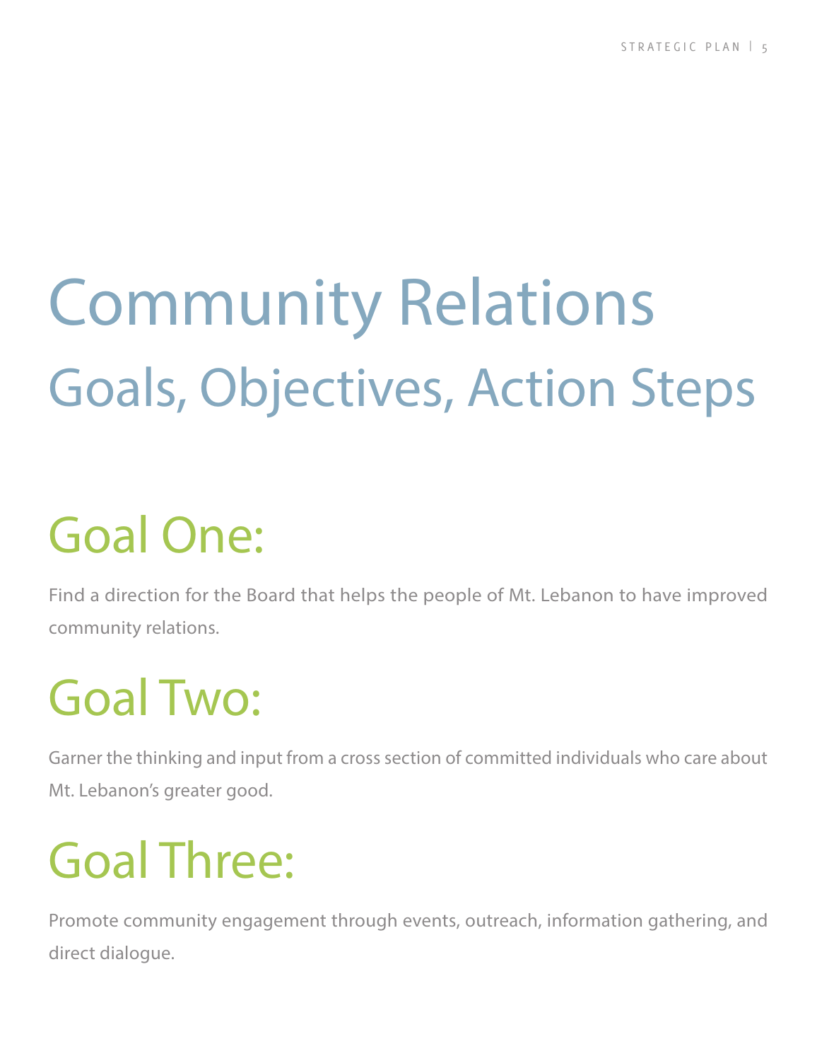# Community Relations
## Goals, Objectives, Action Steps

## Goal One:

Find a direction for the Board that helps the people of Mt. Lebanon to have improved community relations.

## Goal Two:

Garner the thinking and input from a cross section of committed individuals who care about Mt. Lebanon's greater good.

## Goal Three:

Promote community engagement through events, outreach, information gathering, and direct dialogue.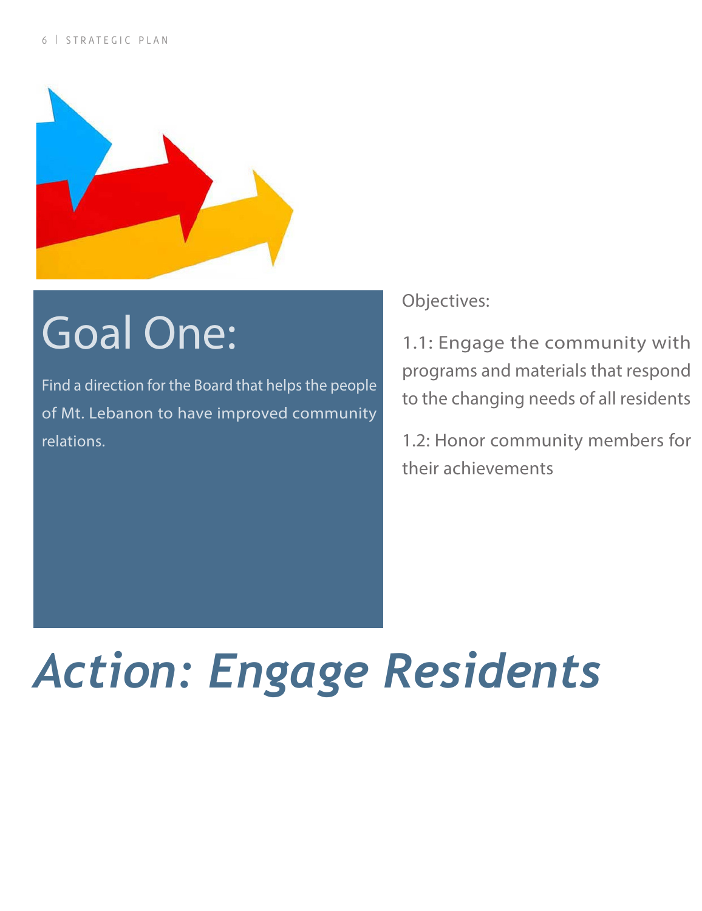# Goal One:

Find a direction for the Board that helps the people of Mt. Lebanon to have improved community relations.

Objectives:

1.1: Engage the community with programs and materials that respond to the changing needs of all residents

1.2: Honor community members for their achievements

# *Action: Engage Residents*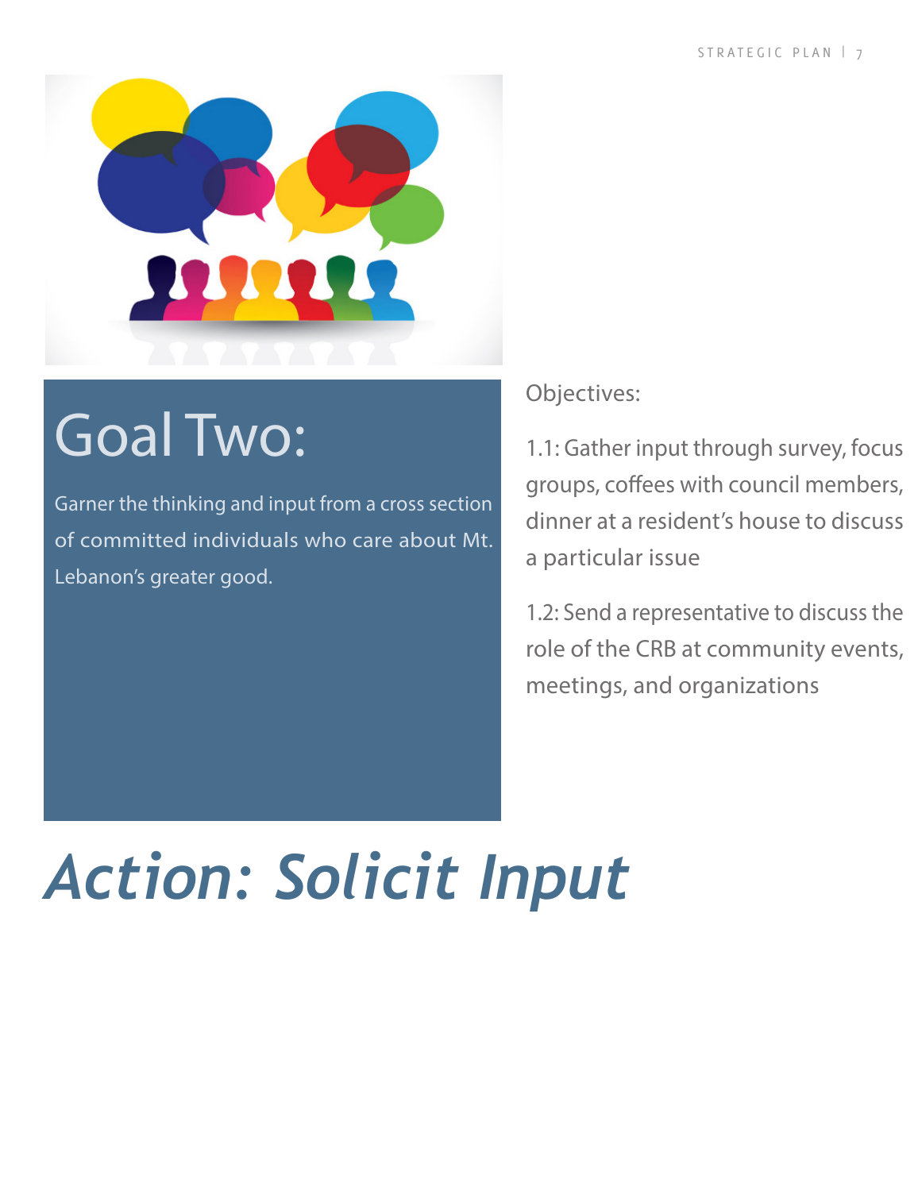# Goal Two:

Garner the thinking and input from a cross section of committed individuals who care about Mt. Lebanon's greater good.

Objectives:

1.1: Gather input through survey, focus groups, coffees with council members, dinner at a resident's house to discuss a particular issue

1.2: Send a representative to discuss the role of the CRB at community events, meetings, and organizations

## *Action: Solicit Input*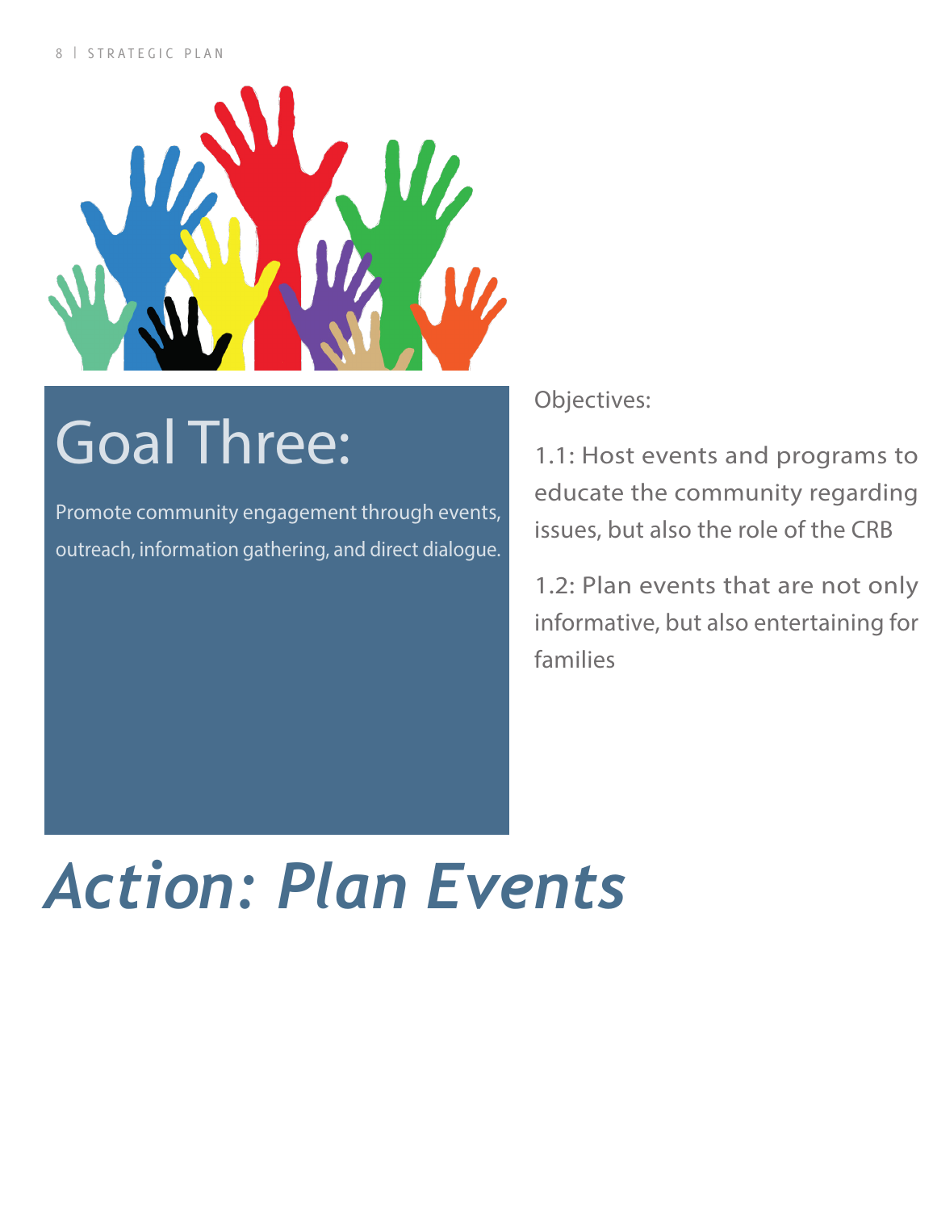# Goal Three:

Promote community engagement through events, outreach, information gathering, and direct dialogue.

Objectives:

1.1: Host events and programs to educate the community regarding issues, but also the role of the CRB

1.2: Plan events that are not only informative, but also entertaining for families

# *Action: Plan Events*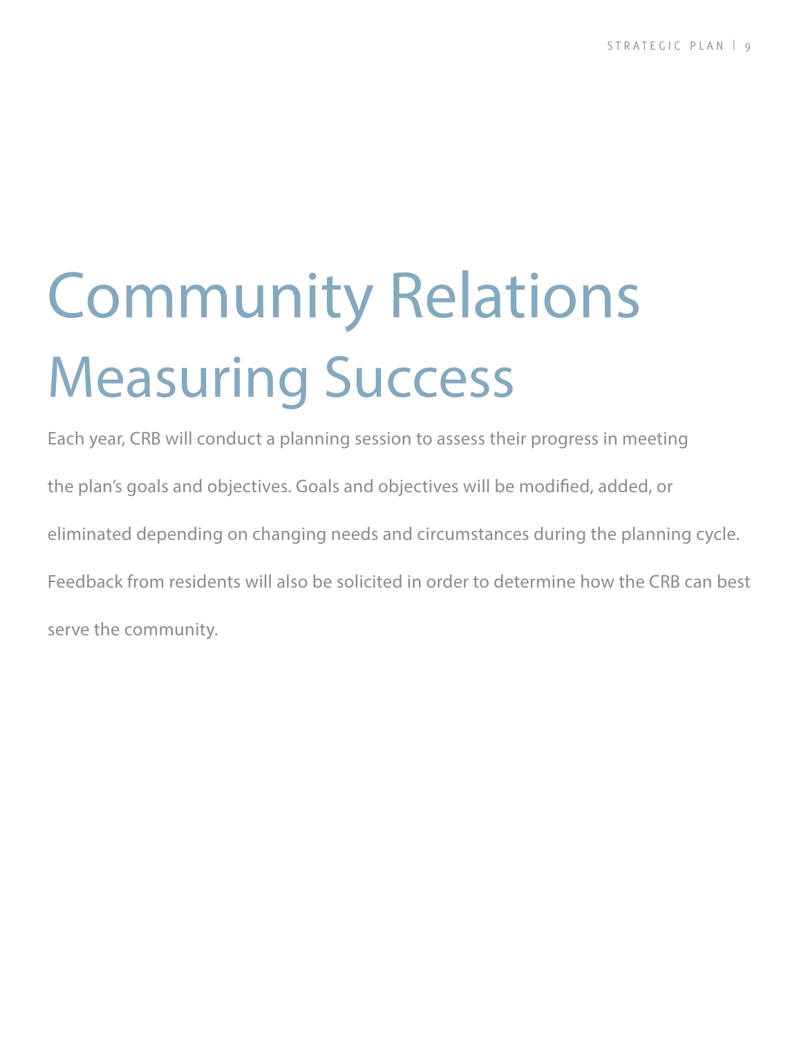# Community Relations Measuring Success

Each year, CRB will conduct a planning session to assess their progress in meeting the plan's goals and objectives. Goals and objectives will be modified, added, or eliminated depending on changing needs and circumstances during the planning cycle. Feedback from residents will also be solicited in order to determine how the CRB can best serve the community.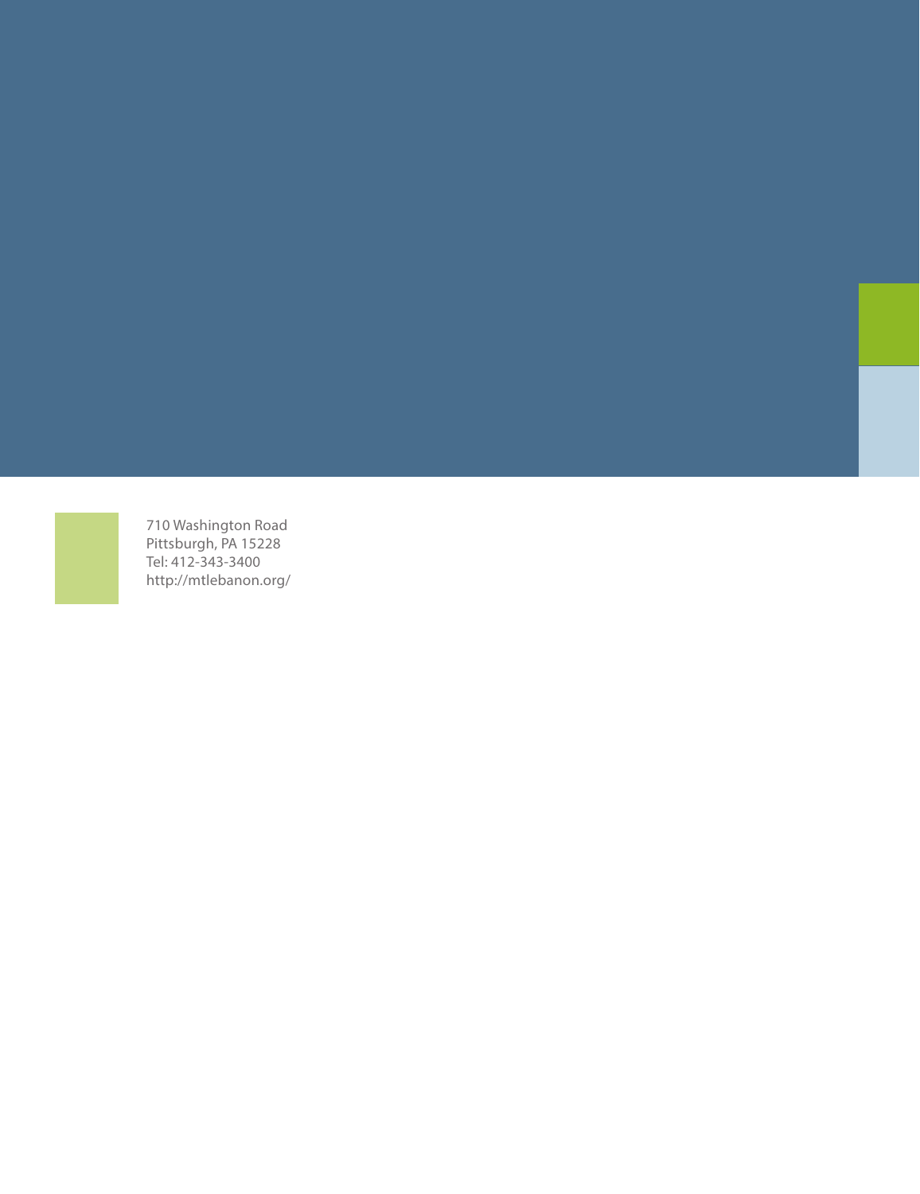710 Washington Road
Pittsburgh, PA 15228
Tel: 412-343-3400
http://mtlebanon.org/